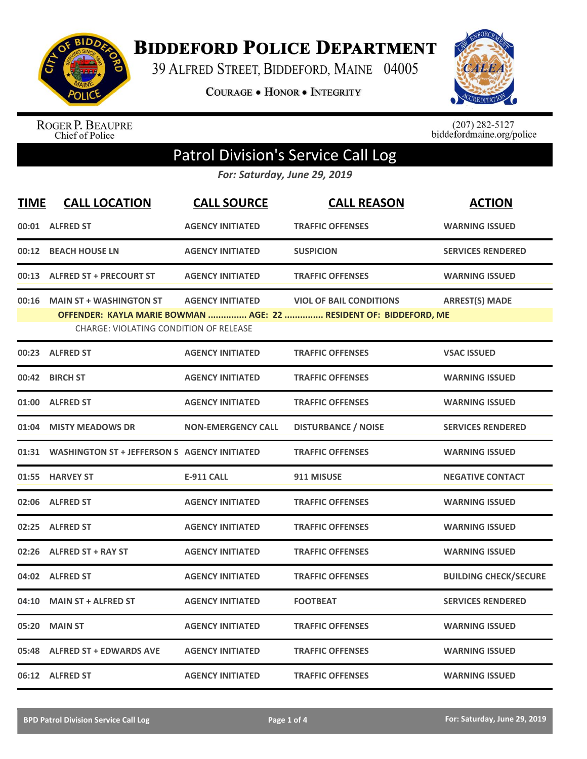# Biddeford Police Department

39 Alfred Street, Biddeford, Maine 04005

Courage • Honor • Integrity

Roger P. Beaupre
Chief of Police

(207) 282-5127
biddefordmaine.org/police

## Patrol Division's Service Call Log

*For: Saturday, June 29, 2019*

| TIME | CALL LOCATION | CALL SOURCE | CALL REASON | ACTION |
|---|---|---|---|---|
| 00:01 | ALFRED ST | AGENCY INITIATED | TRAFFIC OFFENSES | WARNING ISSUED |
| 00:12 | BEACH HOUSE LN | AGENCY INITIATED | SUSPICION | SERVICES RENDERED |
| 00:13 | ALFRED ST + PRECOURT ST | AGENCY INITIATED | TRAFFIC OFFENSES | WARNING ISSUED |
| 00:16 | MAIN ST + WASHINGTON ST | AGENCY INITIATED | VIOL OF BAIL CONDITIONS | ARREST(S) MADE |
| | OFFENDER: KAYLA MARIE BOWMAN ............... AGE: 22 ............... RESIDENT OF: BIDDEFORD, ME | | | |
| | CHARGE: VIOLATING CONDITION OF RELEASE | | | |
| 00:23 | ALFRED ST | AGENCY INITIATED | TRAFFIC OFFENSES | VSAC ISSUED |
| 00:42 | BIRCH ST | AGENCY INITIATED | TRAFFIC OFFENSES | WARNING ISSUED |
| 01:00 | ALFRED ST | AGENCY INITIATED | TRAFFIC OFFENSES | WARNING ISSUED |
| 01:04 | MISTY MEADOWS DR | NON-EMERGENCY CALL | DISTURBANCE / NOISE | SERVICES RENDERED |
| 01:31 | WASHINGTON ST + JEFFERSON S | AGENCY INITIATED | TRAFFIC OFFENSES | WARNING ISSUED |
| 01:55 | HARVEY ST | E-911 CALL | 911 MISUSE | NEGATIVE CONTACT |
| 02:06 | ALFRED ST | AGENCY INITIATED | TRAFFIC OFFENSES | WARNING ISSUED |
| 02:25 | ALFRED ST | AGENCY INITIATED | TRAFFIC OFFENSES | WARNING ISSUED |
| 02:26 | ALFRED ST + RAY ST | AGENCY INITIATED | TRAFFIC OFFENSES | WARNING ISSUED |
| 04:02 | ALFRED ST | AGENCY INITIATED | TRAFFIC OFFENSES | BUILDING CHECK/SECURE |
| 04:10 | MAIN ST + ALFRED ST | AGENCY INITIATED | FOOTBEAT | SERVICES RENDERED |
| 05:20 | MAIN ST | AGENCY INITIATED | TRAFFIC OFFENSES | WARNING ISSUED |
| 05:48 | ALFRED ST + EDWARDS AVE | AGENCY INITIATED | TRAFFIC OFFENSES | WARNING ISSUED |
| 06:12 | ALFRED ST | AGENCY INITIATED | TRAFFIC OFFENSES | WARNING ISSUED |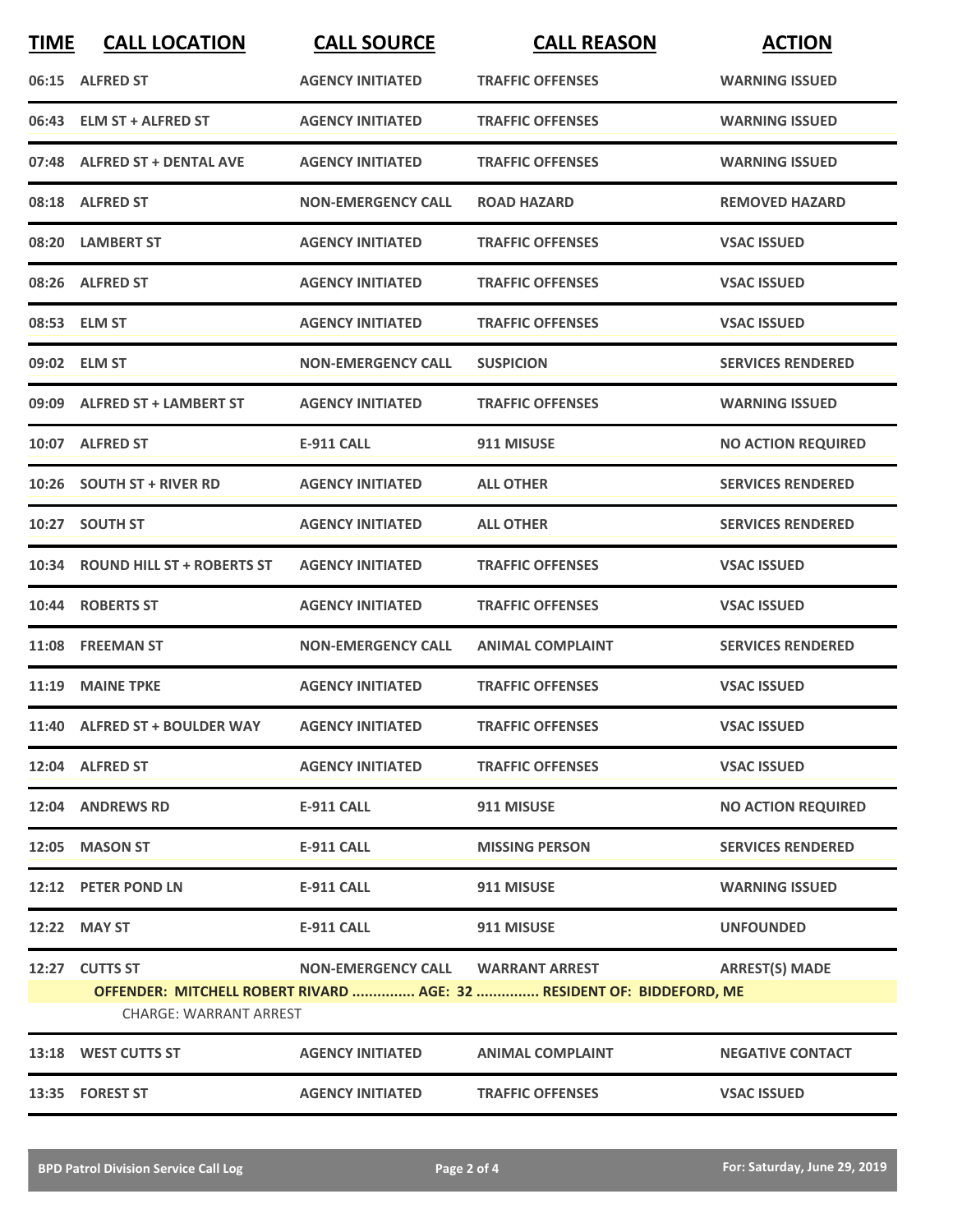| TIME | CALL LOCATION | CALL SOURCE | CALL REASON | ACTION |
|---|---|---|---|---|
| 06:15 | ALFRED ST | AGENCY INITIATED | TRAFFIC OFFENSES | WARNING ISSUED |
| 06:43 | ELM ST + ALFRED ST | AGENCY INITIATED | TRAFFIC OFFENSES | WARNING ISSUED |
| 07:48 | ALFRED ST + DENTAL AVE | AGENCY INITIATED | TRAFFIC OFFENSES | WARNING ISSUED |
| 08:18 | ALFRED ST | NON-EMERGENCY CALL | ROAD HAZARD | REMOVED HAZARD |
| 08:20 | LAMBERT ST | AGENCY INITIATED | TRAFFIC OFFENSES | VSAC ISSUED |
| 08:26 | ALFRED ST | AGENCY INITIATED | TRAFFIC OFFENSES | VSAC ISSUED |
| 08:53 | ELM ST | AGENCY INITIATED | TRAFFIC OFFENSES | VSAC ISSUED |
| 09:02 | ELM ST | NON-EMERGENCY CALL | SUSPICION | SERVICES RENDERED |
| 09:09 | ALFRED ST + LAMBERT ST | AGENCY INITIATED | TRAFFIC OFFENSES | WARNING ISSUED |
| 10:07 | ALFRED ST | E-911 CALL | 911 MISUSE | NO ACTION REQUIRED |
| 10:26 | SOUTH ST + RIVER RD | AGENCY INITIATED | ALL OTHER | SERVICES RENDERED |
| 10:27 | SOUTH ST | AGENCY INITIATED | ALL OTHER | SERVICES RENDERED |
| 10:34 | ROUND HILL ST + ROBERTS ST | AGENCY INITIATED | TRAFFIC OFFENSES | VSAC ISSUED |
| 10:44 | ROBERTS ST | AGENCY INITIATED | TRAFFIC OFFENSES | VSAC ISSUED |
| 11:08 | FREEMAN ST | NON-EMERGENCY CALL | ANIMAL COMPLAINT | SERVICES RENDERED |
| 11:19 | MAINE TPKE | AGENCY INITIATED | TRAFFIC OFFENSES | VSAC ISSUED |
| 11:40 | ALFRED ST + BOULDER WAY | AGENCY INITIATED | TRAFFIC OFFENSES | VSAC ISSUED |
| 12:04 | ALFRED ST | AGENCY INITIATED | TRAFFIC OFFENSES | VSAC ISSUED |
| 12:04 | ANDREWS RD | E-911 CALL | 911 MISUSE | NO ACTION REQUIRED |
| 12:05 | MASON ST | E-911 CALL | MISSING PERSON | SERVICES RENDERED |
| 12:12 | PETER POND LN | E-911 CALL | 911 MISUSE | WARNING ISSUED |
| 12:22 | MAY ST | E-911 CALL | 911 MISUSE | UNFOUNDED |
| 12:27 | CUTTS ST | NON-EMERGENCY CALL | WARRANT ARREST | ARREST(S) MADE |
| | OFFENDER: MITCHELL ROBERT RIVARD ............... AGE: 32 ............... RESIDENT OF: BIDDEFORD, ME | | | |
| | CHARGE: WARRANT ARREST | | | |
| 13:18 | WEST CUTTS ST | AGENCY INITIATED | ANIMAL COMPLAINT | NEGATIVE CONTACT |
| 13:35 | FOREST ST | AGENCY INITIATED | TRAFFIC OFFENSES | VSAC ISSUED |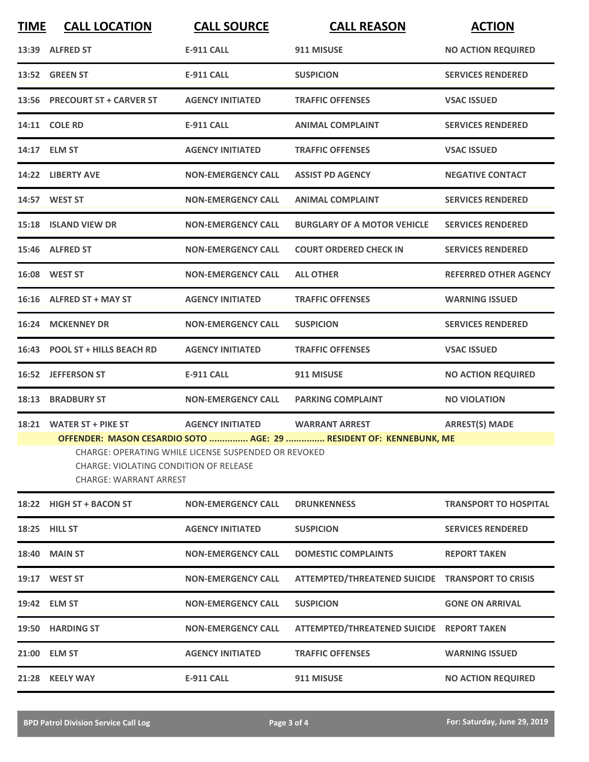| TIME | CALL LOCATION | CALL SOURCE | CALL REASON | ACTION |
|---|---|---|---|---|
| 13:39 | ALFRED ST | E-911 CALL | 911 MISUSE | NO ACTION REQUIRED |
| 13:52 | GREEN ST | E-911 CALL | SUSPICION | SERVICES RENDERED |
| 13:56 | PRECOURT ST + CARVER ST | AGENCY INITIATED | TRAFFIC OFFENSES | VSAC ISSUED |
| 14:11 | COLE RD | E-911 CALL | ANIMAL COMPLAINT | SERVICES RENDERED |
| 14:17 | ELM ST | AGENCY INITIATED | TRAFFIC OFFENSES | VSAC ISSUED |
| 14:22 | LIBERTY AVE | NON-EMERGENCY CALL | ASSIST PD AGENCY | NEGATIVE CONTACT |
| 14:57 | WEST ST | NON-EMERGENCY CALL | ANIMAL COMPLAINT | SERVICES RENDERED |
| 15:18 | ISLAND VIEW DR | NON-EMERGENCY CALL | BURGLARY OF A MOTOR VEHICLE | SERVICES RENDERED |
| 15:46 | ALFRED ST | NON-EMERGENCY CALL | COURT ORDERED CHECK IN | SERVICES RENDERED |
| 16:08 | WEST ST | NON-EMERGENCY CALL | ALL OTHER | REFERRED OTHER AGENCY |
| 16:16 | ALFRED ST + MAY ST | AGENCY INITIATED | TRAFFIC OFFENSES | WARNING ISSUED |
| 16:24 | MCKENNEY DR | NON-EMERGENCY CALL | SUSPICION | SERVICES RENDERED |
| 16:43 | POOL ST + HILLS BEACH RD | AGENCY INITIATED | TRAFFIC OFFENSES | VSAC ISSUED |
| 16:52 | JEFFERSON ST | E-911 CALL | 911 MISUSE | NO ACTION REQUIRED |
| 18:13 | BRADBURY ST | NON-EMERGENCY CALL | PARKING COMPLAINT | NO VIOLATION |
| 18:21 | WATER ST + PIKE ST | AGENCY INITIATED | WARRANT ARREST | ARREST(S) MADE |

**OFFENDER: MASON CESARDIO SOTO ............... AGE: 29 ............... RESIDENT OF: KENNEBUNK, ME**

CHARGE: OPERATING WHILE LICENSE SUSPENDED OR REVOKED
CHARGE: VIOLATING CONDITION OF RELEASE
CHARGE: WARRANT ARREST

| TIME | CALL LOCATION | CALL SOURCE | CALL REASON | ACTION |
|---|---|---|---|---|
| 18:22 | HIGH ST + BACON ST | NON-EMERGENCY CALL | DRUNKENNESS | TRANSPORT TO HOSPITAL |
| 18:25 | HILL ST | AGENCY INITIATED | SUSPICION | SERVICES RENDERED |
| 18:40 | MAIN ST | NON-EMERGENCY CALL | DOMESTIC COMPLAINTS | REPORT TAKEN |
| 19:17 | WEST ST | NON-EMERGENCY CALL | ATTEMPTED/THREATENED SUICIDE | TRANSPORT TO CRISIS |
| 19:42 | ELM ST | NON-EMERGENCY CALL | SUSPICION | GONE ON ARRIVAL |
| 19:50 | HARDING ST | NON-EMERGENCY CALL | ATTEMPTED/THREATENED SUICIDE | REPORT TAKEN |
| 21:00 | ELM ST | AGENCY INITIATED | TRAFFIC OFFENSES | WARNING ISSUED |
| 21:28 | KEELY WAY | E-911 CALL | 911 MISUSE | NO ACTION REQUIRED |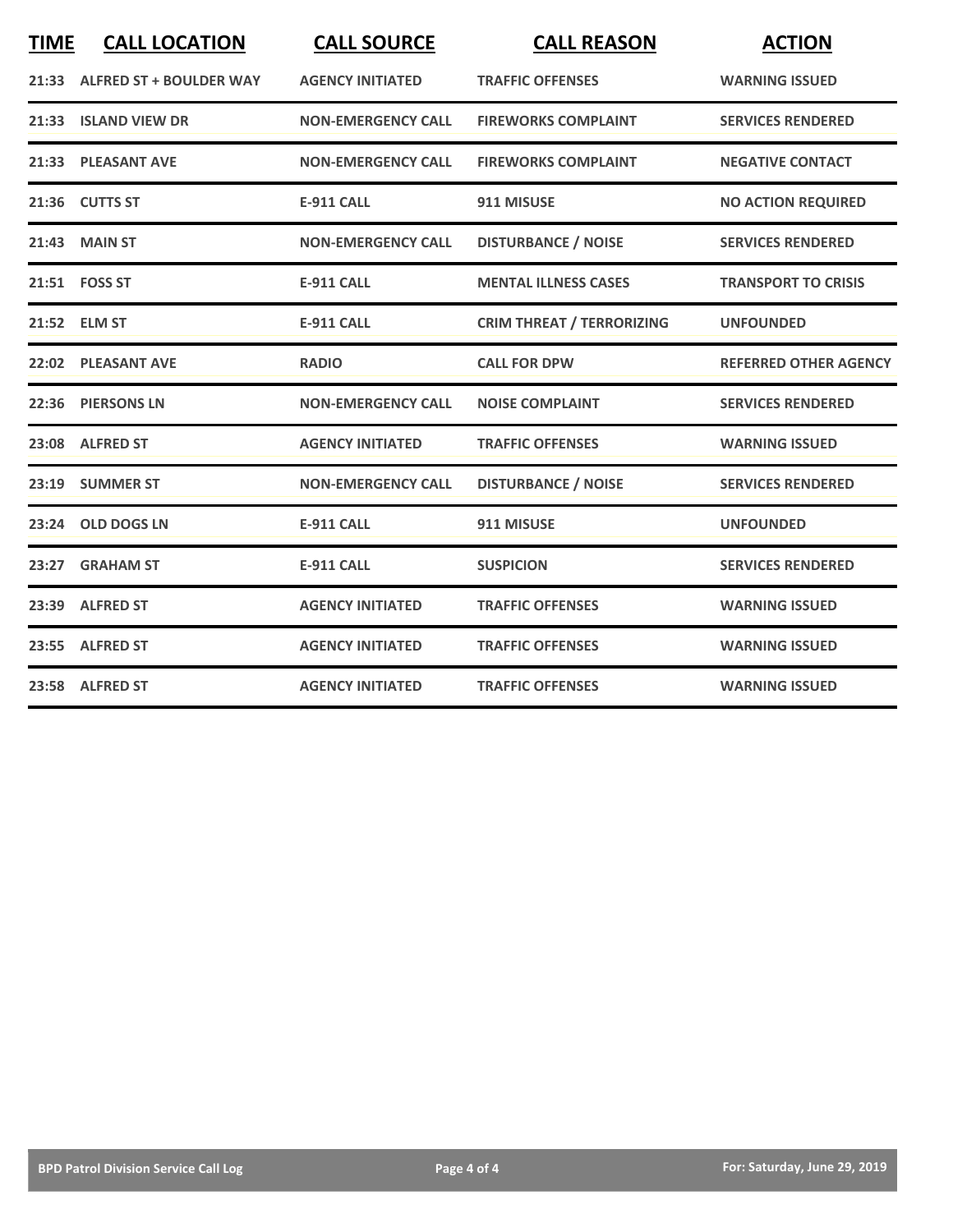| TIME | CALL LOCATION | CALL SOURCE | CALL REASON | ACTION |
| --- | --- | --- | --- | --- |
| 21:33 | ALFRED ST + BOULDER WAY | AGENCY INITIATED | TRAFFIC OFFENSES | WARNING ISSUED |
| 21:33 | ISLAND VIEW DR | NON-EMERGENCY CALL | FIREWORKS COMPLAINT | SERVICES RENDERED |
| 21:33 | PLEASANT AVE | NON-EMERGENCY CALL | FIREWORKS COMPLAINT | NEGATIVE CONTACT |
| 21:36 | CUTTS ST | E-911 CALL | 911 MISUSE | NO ACTION REQUIRED |
| 21:43 | MAIN ST | NON-EMERGENCY CALL | DISTURBANCE / NOISE | SERVICES RENDERED |
| 21:51 | FOSS ST | E-911 CALL | MENTAL ILLNESS CASES | TRANSPORT TO CRISIS |
| 21:52 | ELM ST | E-911 CALL | CRIM THREAT / TERRORIZING | UNFOUNDED |
| 22:02 | PLEASANT AVE | RADIO | CALL FOR DPW | REFERRED OTHER AGENCY |
| 22:36 | PIERSONS LN | NON-EMERGENCY CALL | NOISE COMPLAINT | SERVICES RENDERED |
| 23:08 | ALFRED ST | AGENCY INITIATED | TRAFFIC OFFENSES | WARNING ISSUED |
| 23:19 | SUMMER ST | NON-EMERGENCY CALL | DISTURBANCE / NOISE | SERVICES RENDERED |
| 23:24 | OLD DOGS LN | E-911 CALL | 911 MISUSE | UNFOUNDED |
| 23:27 | GRAHAM ST | E-911 CALL | SUSPICION | SERVICES RENDERED |
| 23:39 | ALFRED ST | AGENCY INITIATED | TRAFFIC OFFENSES | WARNING ISSUED |
| 23:55 | ALFRED ST | AGENCY INITIATED | TRAFFIC OFFENSES | WARNING ISSUED |
| 23:58 | ALFRED ST | AGENCY INITIATED | TRAFFIC OFFENSES | WARNING ISSUED |